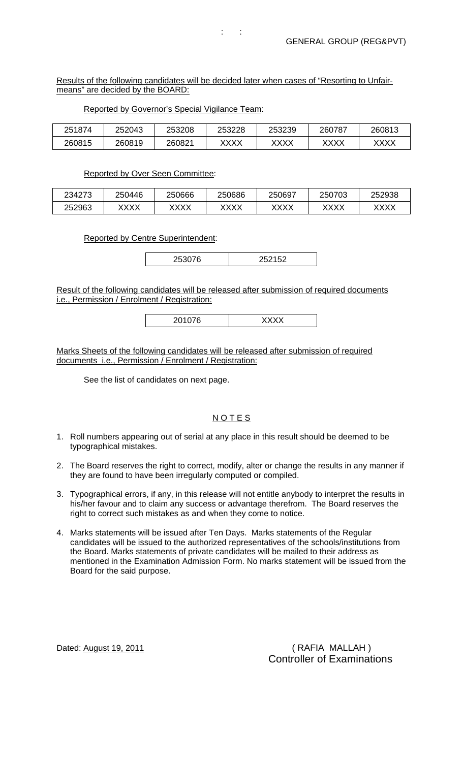GENERAL GROUP (REG&PVT)

Results of the following candidates will be decided later when cases of "Resorting to Unfair-means" are decided by the BOARD:

Reported by Governor's Special Vigilance Team:

| 251874 | 252043 | 253208 | 253228 | 253239 | 260787 | 260813 |
|---|---|---|---|---|---|---|
| 260815 | 260819 | 260821 | XXXX | XXXX | XXXX | XXXX |

Reported by Over Seen Committee:

| 234273 | 250446 | 250666 | 250686 | 250697 | 250703 | 252938 |
|---|---|---|---|---|---|---|
| 252963 | XXXX | XXXX | XXXX | XXXX | XXXX | XXXX |

Reported by Centre Superintendent:

| 253076 | 252152 |
|---|---|

Result of the following candidates will be released after submission of required documents i.e., Permission / Enrolment / Registration:

| 201076 | XXXX |
|---|---|

Marks Sheets of the following candidates will be released after submission of required documents i.e., Permission / Enrolment / Registration:

See the list of candidates on next page.

## N O T E S

1. Roll numbers appearing out of serial at any place in this result should be deemed to be typographical mistakes.
2. The Board reserves the right to correct, modify, alter or change the results in any manner if they are found to have been irregularly computed or compiled.
3. Typographical errors, if any, in this release will not entitle anybody to interpret the results in his/her favour and to claim any success or advantage therefrom. The Board reserves the right to correct such mistakes as and when they come to notice.
4. Marks statements will be issued after Ten Days. Marks statements of the Regular candidates will be issued to the authorized representatives of the schools/institutions from the Board. Marks statements of private candidates will be mailed to their address as mentioned in the Examination Admission Form. No marks statement will be issued from the Board for the said purpose.

Dated: August 19, 2011

( RAFIA MALLAH )
Controller of Examinations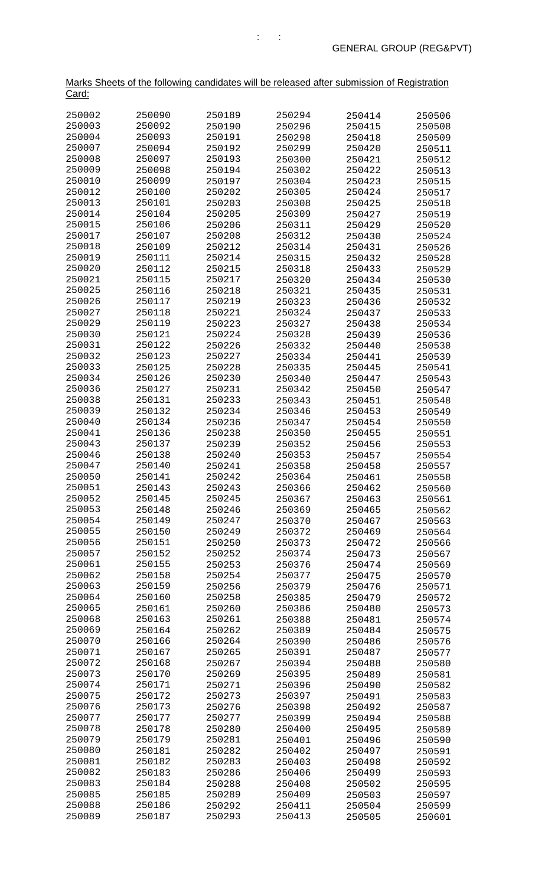GENERAL GROUP (REG&PVT)

Marks Sheets of the following candidates will be released after submission of Registration Card:

| | | | | | |
|---|---|---|---|---|---|
| 250002 | 250090 | 250189 | 250294 | 250414 | 250506 |
| 250003 | 250092 | 250190 | 250296 | 250415 | 250508 |
| 250004 | 250093 | 250191 | 250298 | 250418 | 250509 |
| 250007 | 250094 | 250192 | 250299 | 250420 | 250511 |
| 250008 | 250097 | 250193 | 250300 | 250421 | 250512 |
| 250009 | 250098 | 250194 | 250302 | 250422 | 250513 |
| 250010 | 250099 | 250197 | 250304 | 250423 | 250515 |
| 250012 | 250100 | 250202 | 250305 | 250424 | 250517 |
| 250013 | 250101 | 250203 | 250308 | 250425 | 250518 |
| 250014 | 250104 | 250205 | 250309 | 250427 | 250519 |
| 250015 | 250106 | 250206 | 250311 | 250429 | 250520 |
| 250017 | 250107 | 250208 | 250312 | 250430 | 250524 |
| 250018 | 250109 | 250212 | 250314 | 250431 | 250526 |
| 250019 | 250111 | 250214 | 250315 | 250432 | 250528 |
| 250020 | 250112 | 250215 | 250318 | 250433 | 250529 |
| 250021 | 250115 | 250217 | 250320 | 250434 | 250530 |
| 250025 | 250116 | 250218 | 250321 | 250435 | 250531 |
| 250026 | 250117 | 250219 | 250323 | 250436 | 250532 |
| 250027 | 250118 | 250221 | 250324 | 250437 | 250533 |
| 250029 | 250119 | 250223 | 250327 | 250438 | 250534 |
| 250030 | 250121 | 250224 | 250328 | 250439 | 250536 |
| 250031 | 250122 | 250226 | 250332 | 250440 | 250538 |
| 250032 | 250123 | 250227 | 250334 | 250441 | 250539 |
| 250033 | 250125 | 250228 | 250335 | 250445 | 250541 |
| 250034 | 250126 | 250230 | 250340 | 250447 | 250543 |
| 250036 | 250127 | 250231 | 250342 | 250450 | 250547 |
| 250038 | 250131 | 250233 | 250343 | 250451 | 250548 |
| 250039 | 250132 | 250234 | 250346 | 250453 | 250549 |
| 250040 | 250134 | 250236 | 250347 | 250454 | 250550 |
| 250041 | 250136 | 250238 | 250350 | 250455 | 250551 |
| 250043 | 250137 | 250239 | 250352 | 250456 | 250553 |
| 250046 | 250138 | 250240 | 250353 | 250457 | 250554 |
| 250047 | 250140 | 250241 | 250358 | 250458 | 250557 |
| 250050 | 250141 | 250242 | 250364 | 250461 | 250558 |
| 250051 | 250143 | 250243 | 250366 | 250462 | 250560 |
| 250052 | 250145 | 250245 | 250367 | 250463 | 250561 |
| 250053 | 250148 | 250246 | 250369 | 250465 | 250562 |
| 250054 | 250149 | 250247 | 250370 | 250467 | 250563 |
| 250055 | 250150 | 250249 | 250372 | 250469 | 250564 |
| 250056 | 250151 | 250250 | 250373 | 250472 | 250566 |
| 250057 | 250152 | 250252 | 250374 | 250473 | 250567 |
| 250061 | 250155 | 250253 | 250376 | 250474 | 250569 |
| 250062 | 250158 | 250254 | 250377 | 250475 | 250570 |
| 250063 | 250159 | 250256 | 250379 | 250476 | 250571 |
| 250064 | 250160 | 250258 | 250385 | 250479 | 250572 |
| 250065 | 250161 | 250260 | 250386 | 250480 | 250573 |
| 250068 | 250163 | 250261 | 250388 | 250481 | 250574 |
| 250069 | 250164 | 250262 | 250389 | 250484 | 250575 |
| 250070 | 250166 | 250264 | 250390 | 250486 | 250576 |
| 250071 | 250167 | 250265 | 250391 | 250487 | 250577 |
| 250072 | 250168 | 250267 | 250394 | 250488 | 250580 |
| 250073 | 250170 | 250269 | 250395 | 250489 | 250581 |
| 250074 | 250171 | 250271 | 250396 | 250490 | 250582 |
| 250075 | 250172 | 250273 | 250397 | 250491 | 250583 |
| 250076 | 250173 | 250276 | 250398 | 250492 | 250587 |
| 250077 | 250177 | 250277 | 250399 | 250494 | 250588 |
| 250078 | 250178 | 250280 | 250400 | 250495 | 250589 |
| 250079 | 250179 | 250281 | 250401 | 250496 | 250590 |
| 250080 | 250181 | 250282 | 250402 | 250497 | 250591 |
| 250081 | 250182 | 250283 | 250403 | 250498 | 250592 |
| 250082 | 250183 | 250286 | 250406 | 250499 | 250593 |
| 250083 | 250184 | 250288 | 250408 | 250502 | 250595 |
| 250085 | 250185 | 250289 | 250409 | 250503 | 250597 |
| 250088 | 250186 | 250292 | 250411 | 250504 | 250599 |
| 250089 | 250187 | 250293 | 250413 | 250505 | 250601 |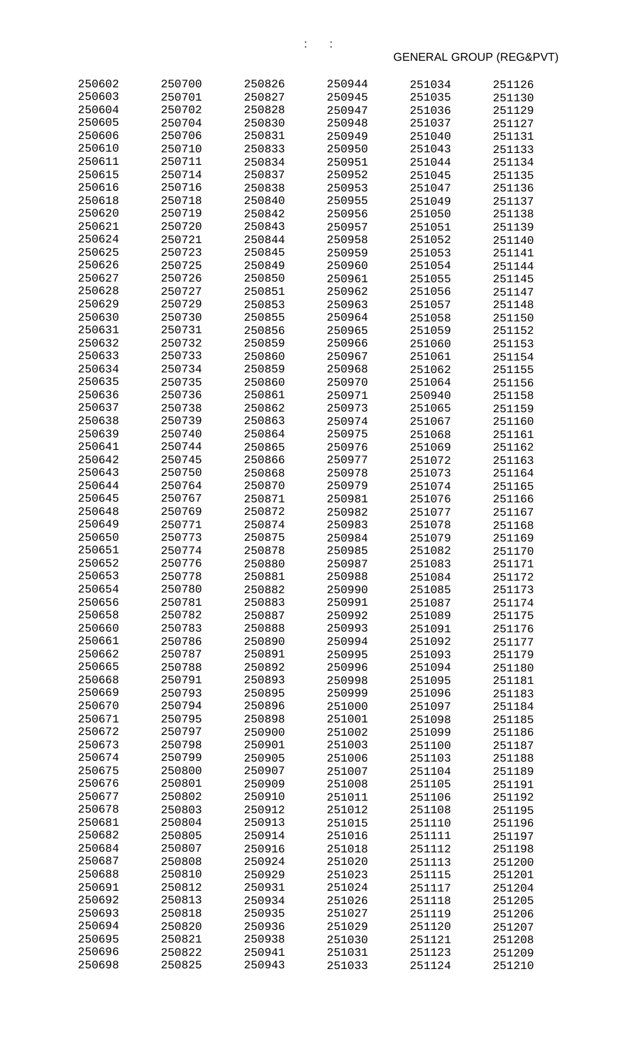GENERAL GROUP (REG&PVT)

| | | | | | |
|---|---|---|---|---|---|
| 250602 | 250700 | 250826 | 250944 | 251034 | 251126 |
| 250603 | 250701 | 250827 | 250945 | 251035 | 251130 |
| 250604 | 250702 | 250828 | 250947 | 251036 | 251129 |
| 250605 | 250704 | 250830 | 250948 | 251037 | 251127 |
| 250606 | 250706 | 250831 | 250949 | 251040 | 251131 |
| 250610 | 250710 | 250833 | 250950 | 251043 | 251133 |
| 250611 | 250711 | 250834 | 250951 | 251044 | 251134 |
| 250615 | 250714 | 250837 | 250952 | 251045 | 251135 |
| 250616 | 250716 | 250838 | 250953 | 251047 | 251136 |
| 250618 | 250718 | 250840 | 250955 | 251049 | 251137 |
| 250620 | 250719 | 250842 | 250956 | 251050 | 251138 |
| 250621 | 250720 | 250843 | 250957 | 251051 | 251139 |
| 250624 | 250721 | 250844 | 250958 | 251052 | 251140 |
| 250625 | 250723 | 250845 | 250959 | 251053 | 251141 |
| 250626 | 250725 | 250849 | 250960 | 251054 | 251144 |
| 250627 | 250726 | 250850 | 250961 | 251055 | 251145 |
| 250628 | 250727 | 250851 | 250962 | 251056 | 251147 |
| 250629 | 250729 | 250853 | 250963 | 251057 | 251148 |
| 250630 | 250730 | 250855 | 250964 | 251058 | 251150 |
| 250631 | 250731 | 250856 | 250965 | 251059 | 251152 |
| 250632 | 250732 | 250859 | 250966 | 251060 | 251153 |
| 250633 | 250733 | 250860 | 250967 | 251061 | 251154 |
| 250634 | 250734 | 250859 | 250968 | 251062 | 251155 |
| 250635 | 250735 | 250860 | 250970 | 251064 | 251156 |
| 250636 | 250736 | 250861 | 250971 | 250940 | 251158 |
| 250637 | 250738 | 250862 | 250973 | 251065 | 251159 |
| 250638 | 250739 | 250863 | 250974 | 251067 | 251160 |
| 250639 | 250740 | 250864 | 250975 | 251068 | 251161 |
| 250641 | 250744 | 250865 | 250976 | 251069 | 251162 |
| 250642 | 250745 | 250866 | 250977 | 251072 | 251163 |
| 250643 | 250750 | 250868 | 250978 | 251073 | 251164 |
| 250644 | 250764 | 250870 | 250979 | 251074 | 251165 |
| 250645 | 250767 | 250871 | 250981 | 251076 | 251166 |
| 250648 | 250769 | 250872 | 250982 | 251077 | 251167 |
| 250649 | 250771 | 250874 | 250983 | 251078 | 251168 |
| 250650 | 250773 | 250875 | 250984 | 251079 | 251169 |
| 250651 | 250774 | 250878 | 250985 | 251082 | 251170 |
| 250652 | 250776 | 250880 | 250987 | 251083 | 251171 |
| 250653 | 250778 | 250881 | 250988 | 251084 | 251172 |
| 250654 | 250780 | 250882 | 250990 | 251085 | 251173 |
| 250656 | 250781 | 250883 | 250991 | 251087 | 251174 |
| 250658 | 250782 | 250887 | 250992 | 251089 | 251175 |
| 250660 | 250783 | 250888 | 250993 | 251091 | 251176 |
| 250661 | 250786 | 250890 | 250994 | 251092 | 251177 |
| 250662 | 250787 | 250891 | 250995 | 251093 | 251179 |
| 250665 | 250788 | 250892 | 250996 | 251094 | 251180 |
| 250668 | 250791 | 250893 | 250998 | 251095 | 251181 |
| 250669 | 250793 | 250895 | 250999 | 251096 | 251183 |
| 250670 | 250794 | 250896 | 251000 | 251097 | 251184 |
| 250671 | 250795 | 250898 | 251001 | 251098 | 251185 |
| 250672 | 250797 | 250900 | 251002 | 251099 | 251186 |
| 250673 | 250798 | 250901 | 251003 | 251100 | 251187 |
| 250674 | 250799 | 250905 | 251006 | 251103 | 251188 |
| 250675 | 250800 | 250907 | 251007 | 251104 | 251189 |
| 250676 | 250801 | 250909 | 251008 | 251105 | 251191 |
| 250677 | 250802 | 250910 | 251011 | 251106 | 251192 |
| 250678 | 250803 | 250912 | 251012 | 251108 | 251195 |
| 250681 | 250804 | 250913 | 251015 | 251110 | 251196 |
| 250682 | 250805 | 250914 | 251016 | 251111 | 251197 |
| 250684 | 250807 | 250916 | 251018 | 251112 | 251198 |
| 250687 | 250808 | 250924 | 251020 | 251113 | 251200 |
| 250688 | 250810 | 250929 | 251023 | 251115 | 251201 |
| 250691 | 250812 | 250931 | 251024 | 251117 | 251204 |
| 250692 | 250813 | 250934 | 251026 | 251118 | 251205 |
| 250693 | 250818 | 250935 | 251027 | 251119 | 251206 |
| 250694 | 250820 | 250936 | 251029 | 251120 | 251207 |
| 250695 | 250821 | 250938 | 251030 | 251121 | 251208 |
| 250696 | 250822 | 250941 | 251031 | 251123 | 251209 |
| 250698 | 250825 | 250943 | 251033 | 251124 | 251210 |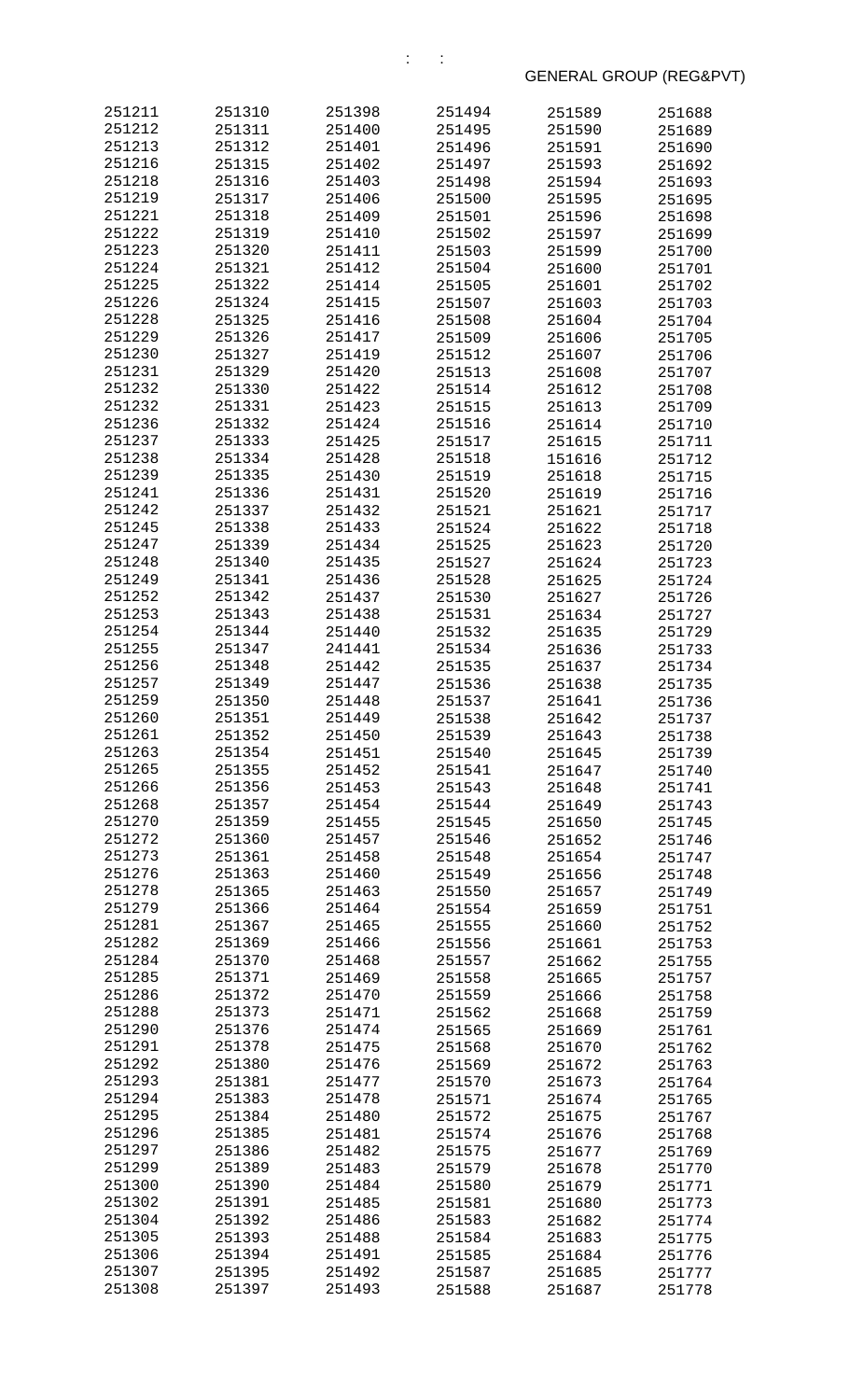GENERAL GROUP (REG&PVT)

| | | | | | |
|---|---|---|---|---|---|
| 251211 | 251310 | 251398 | 251494 | 251589 | 251688 |
| 251212 | 251311 | 251400 | 251495 | 251590 | 251689 |
| 251213 | 251312 | 251401 | 251496 | 251591 | 251690 |
| 251216 | 251315 | 251402 | 251497 | 251593 | 251692 |
| 251218 | 251316 | 251403 | 251498 | 251594 | 251693 |
| 251219 | 251317 | 251406 | 251500 | 251595 | 251695 |
| 251221 | 251318 | 251409 | 251501 | 251596 | 251698 |
| 251222 | 251319 | 251410 | 251502 | 251597 | 251699 |
| 251223 | 251320 | 251411 | 251503 | 251599 | 251700 |
| 251224 | 251321 | 251412 | 251504 | 251600 | 251701 |
| 251225 | 251322 | 251414 | 251505 | 251601 | 251702 |
| 251226 | 251324 | 251415 | 251507 | 251603 | 251703 |
| 251228 | 251325 | 251416 | 251508 | 251604 | 251704 |
| 251229 | 251326 | 251417 | 251509 | 251606 | 251705 |
| 251230 | 251327 | 251419 | 251512 | 251607 | 251706 |
| 251231 | 251329 | 251420 | 251513 | 251608 | 251707 |
| 251232 | 251330 | 251422 | 251514 | 251612 | 251708 |
| 251232 | 251331 | 251423 | 251515 | 251613 | 251709 |
| 251236 | 251332 | 251424 | 251516 | 251614 | 251710 |
| 251237 | 251333 | 251425 | 251517 | 251615 | 251711 |
| 251238 | 251334 | 251428 | 251518 | 151616 | 251712 |
| 251239 | 251335 | 251430 | 251519 | 251618 | 251715 |
| 251241 | 251336 | 251431 | 251520 | 251619 | 251716 |
| 251242 | 251337 | 251432 | 251521 | 251621 | 251717 |
| 251245 | 251338 | 251433 | 251524 | 251622 | 251718 |
| 251247 | 251339 | 251434 | 251525 | 251623 | 251720 |
| 251248 | 251340 | 251435 | 251527 | 251624 | 251723 |
| 251249 | 251341 | 251436 | 251528 | 251625 | 251724 |
| 251252 | 251342 | 251437 | 251530 | 251627 | 251726 |
| 251253 | 251343 | 251438 | 251531 | 251634 | 251727 |
| 251254 | 251344 | 251440 | 251532 | 251635 | 251729 |
| 251255 | 251347 | 241441 | 251534 | 251636 | 251733 |
| 251256 | 251348 | 251442 | 251535 | 251637 | 251734 |
| 251257 | 251349 | 251447 | 251536 | 251638 | 251735 |
| 251259 | 251350 | 251448 | 251537 | 251641 | 251736 |
| 251260 | 251351 | 251449 | 251538 | 251642 | 251737 |
| 251261 | 251352 | 251450 | 251539 | 251643 | 251738 |
| 251263 | 251354 | 251451 | 251540 | 251645 | 251739 |
| 251265 | 251355 | 251452 | 251541 | 251647 | 251740 |
| 251266 | 251356 | 251453 | 251543 | 251648 | 251741 |
| 251268 | 251357 | 251454 | 251544 | 251649 | 251743 |
| 251270 | 251359 | 251455 | 251545 | 251650 | 251745 |
| 251272 | 251360 | 251457 | 251546 | 251652 | 251746 |
| 251273 | 251361 | 251458 | 251548 | 251654 | 251747 |
| 251276 | 251363 | 251460 | 251549 | 251656 | 251748 |
| 251278 | 251365 | 251463 | 251550 | 251657 | 251749 |
| 251279 | 251366 | 251464 | 251554 | 251659 | 251751 |
| 251281 | 251367 | 251465 | 251555 | 251660 | 251752 |
| 251282 | 251369 | 251466 | 251556 | 251661 | 251753 |
| 251284 | 251370 | 251468 | 251557 | 251662 | 251755 |
| 251285 | 251371 | 251469 | 251558 | 251665 | 251757 |
| 251286 | 251372 | 251470 | 251559 | 251666 | 251758 |
| 251288 | 251373 | 251471 | 251562 | 251668 | 251759 |
| 251290 | 251376 | 251474 | 251565 | 251669 | 251761 |
| 251291 | 251378 | 251475 | 251568 | 251670 | 251762 |
| 251292 | 251380 | 251476 | 251569 | 251672 | 251763 |
| 251293 | 251381 | 251477 | 251570 | 251673 | 251764 |
| 251294 | 251383 | 251478 | 251571 | 251674 | 251765 |
| 251295 | 251384 | 251480 | 251572 | 251675 | 251767 |
| 251296 | 251385 | 251481 | 251574 | 251676 | 251768 |
| 251297 | 251386 | 251482 | 251575 | 251677 | 251769 |
| 251299 | 251389 | 251483 | 251579 | 251678 | 251770 |
| 251300 | 251390 | 251484 | 251580 | 251679 | 251771 |
| 251302 | 251391 | 251485 | 251581 | 251680 | 251773 |
| 251304 | 251392 | 251486 | 251583 | 251682 | 251774 |
| 251305 | 251393 | 251488 | 251584 | 251683 | 251775 |
| 251306 | 251394 | 251491 | 251585 | 251684 | 251776 |
| 251307 | 251395 | 251492 | 251587 | 251685 | 251777 |
| 251308 | 251397 | 251493 | 251588 | 251687 | 251778 |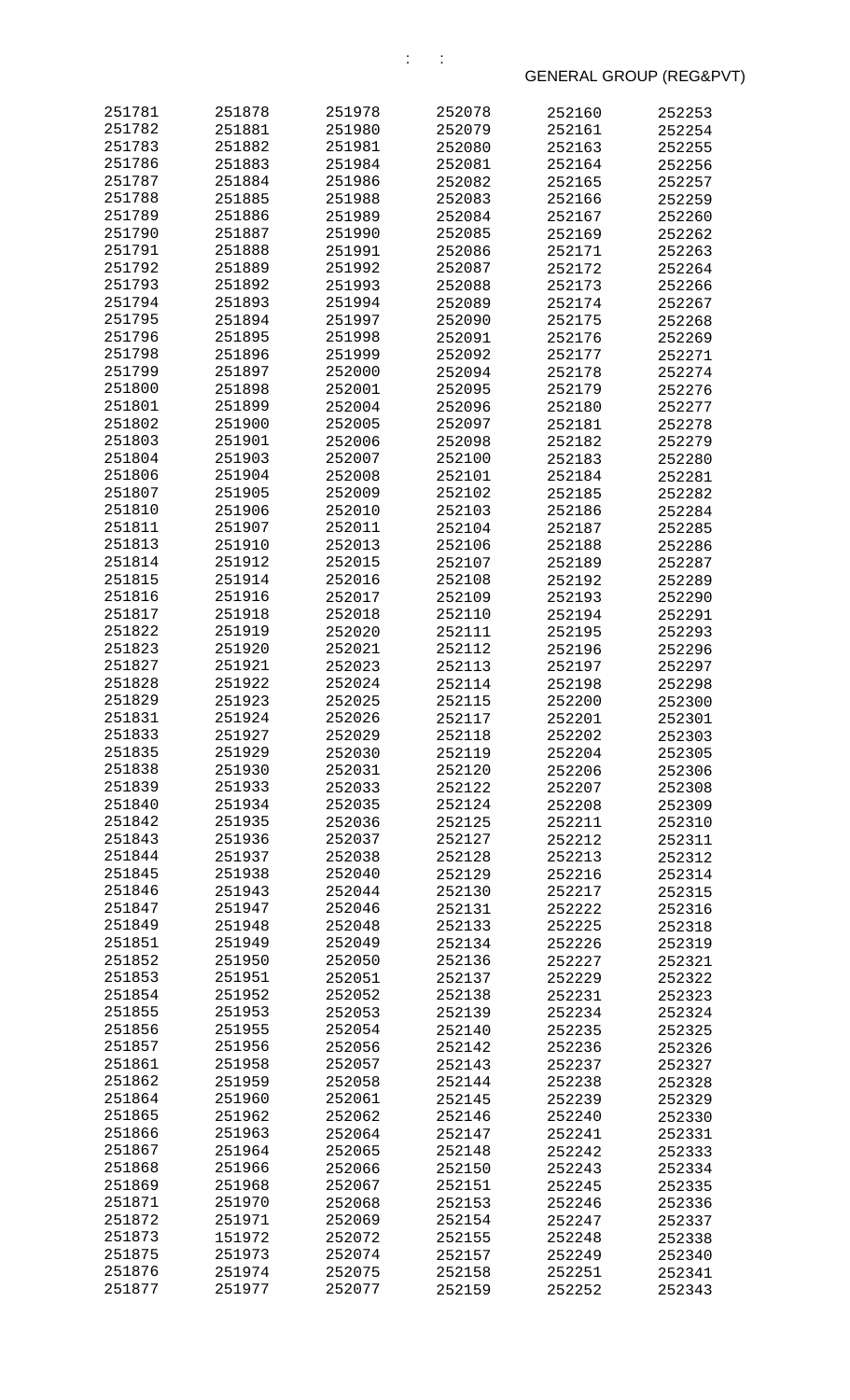: :

GENERAL GROUP (REG&PVT)

| | | | | | |
|---|---|---|---|---|---|
| 251781 | 251878 | 251978 | 252078 | 252160 | 252253 |
| 251782 | 251881 | 251980 | 252079 | 252161 | 252254 |
| 251783 | 251882 | 251981 | 252080 | 252163 | 252255 |
| 251786 | 251883 | 251984 | 252081 | 252164 | 252256 |
| 251787 | 251884 | 251986 | 252082 | 252165 | 252257 |
| 251788 | 251885 | 251988 | 252083 | 252166 | 252259 |
| 251789 | 251886 | 251989 | 252084 | 252167 | 252260 |
| 251790 | 251887 | 251990 | 252085 | 252169 | 252262 |
| 251791 | 251888 | 251991 | 252086 | 252171 | 252263 |
| 251792 | 251889 | 251992 | 252087 | 252172 | 252264 |
| 251793 | 251892 | 251993 | 252088 | 252173 | 252266 |
| 251794 | 251893 | 251994 | 252089 | 252174 | 252267 |
| 251795 | 251894 | 251997 | 252090 | 252175 | 252268 |
| 251796 | 251895 | 251998 | 252091 | 252176 | 252269 |
| 251798 | 251896 | 251999 | 252092 | 252177 | 252271 |
| 251799 | 251897 | 252000 | 252094 | 252178 | 252274 |
| 251800 | 251898 | 252001 | 252095 | 252179 | 252276 |
| 251801 | 251899 | 252004 | 252096 | 252180 | 252277 |
| 251802 | 251900 | 252005 | 252097 | 252181 | 252278 |
| 251803 | 251901 | 252006 | 252098 | 252182 | 252279 |
| 251804 | 251903 | 252007 | 252100 | 252183 | 252280 |
| 251806 | 251904 | 252008 | 252101 | 252184 | 252281 |
| 251807 | 251905 | 252009 | 252102 | 252185 | 252282 |
| 251810 | 251906 | 252010 | 252103 | 252186 | 252284 |
| 251811 | 251907 | 252011 | 252104 | 252187 | 252285 |
| 251813 | 251910 | 252013 | 252106 | 252188 | 252286 |
| 251814 | 251912 | 252015 | 252107 | 252189 | 252287 |
| 251815 | 251914 | 252016 | 252108 | 252192 | 252289 |
| 251816 | 251916 | 252017 | 252109 | 252193 | 252290 |
| 251817 | 251918 | 252018 | 252110 | 252194 | 252291 |
| 251822 | 251919 | 252020 | 252111 | 252195 | 252293 |
| 251823 | 251920 | 252021 | 252112 | 252196 | 252296 |
| 251827 | 251921 | 252023 | 252113 | 252197 | 252297 |
| 251828 | 251922 | 252024 | 252114 | 252198 | 252298 |
| 251829 | 251923 | 252025 | 252115 | 252200 | 252300 |
| 251831 | 251924 | 252026 | 252117 | 252201 | 252301 |
| 251833 | 251927 | 252029 | 252118 | 252202 | 252303 |
| 251835 | 251929 | 252030 | 252119 | 252204 | 252305 |
| 251838 | 251930 | 252031 | 252120 | 252206 | 252306 |
| 251839 | 251933 | 252033 | 252122 | 252207 | 252308 |
| 251840 | 251934 | 252035 | 252124 | 252208 | 252309 |
| 251842 | 251935 | 252036 | 252125 | 252211 | 252310 |
| 251843 | 251936 | 252037 | 252127 | 252212 | 252311 |
| 251844 | 251937 | 252038 | 252128 | 252213 | 252312 |
| 251845 | 251938 | 252040 | 252129 | 252216 | 252314 |
| 251846 | 251943 | 252044 | 252130 | 252217 | 252315 |
| 251847 | 251947 | 252046 | 252131 | 252222 | 252316 |
| 251849 | 251948 | 252048 | 252133 | 252225 | 252318 |
| 251851 | 251949 | 252049 | 252134 | 252226 | 252319 |
| 251852 | 251950 | 252050 | 252136 | 252227 | 252321 |
| 251853 | 251951 | 252051 | 252137 | 252229 | 252322 |
| 251854 | 251952 | 252052 | 252138 | 252231 | 252323 |
| 251855 | 251953 | 252053 | 252139 | 252234 | 252324 |
| 251856 | 251955 | 252054 | 252140 | 252235 | 252325 |
| 251857 | 251956 | 252056 | 252142 | 252236 | 252326 |
| 251861 | 251958 | 252057 | 252143 | 252237 | 252327 |
| 251862 | 251959 | 252058 | 252144 | 252238 | 252328 |
| 251864 | 251960 | 252061 | 252145 | 252239 | 252329 |
| 251865 | 251962 | 252062 | 252146 | 252240 | 252330 |
| 251866 | 251963 | 252064 | 252147 | 252241 | 252331 |
| 251867 | 251964 | 252065 | 252148 | 252242 | 252333 |
| 251868 | 251966 | 252066 | 252150 | 252243 | 252334 |
| 251869 | 251968 | 252067 | 252151 | 252245 | 252335 |
| 251871 | 251970 | 252068 | 252153 | 252246 | 252336 |
| 251872 | 251971 | 252069 | 252154 | 252247 | 252337 |
| 251873 | 151972 | 252072 | 252155 | 252248 | 252338 |
| 251875 | 251973 | 252074 | 252157 | 252249 | 252340 |
| 251876 | 251974 | 252075 | 252158 | 252251 | 252341 |
| 251877 | 251977 | 252077 | 252159 | 252252 | 252343 |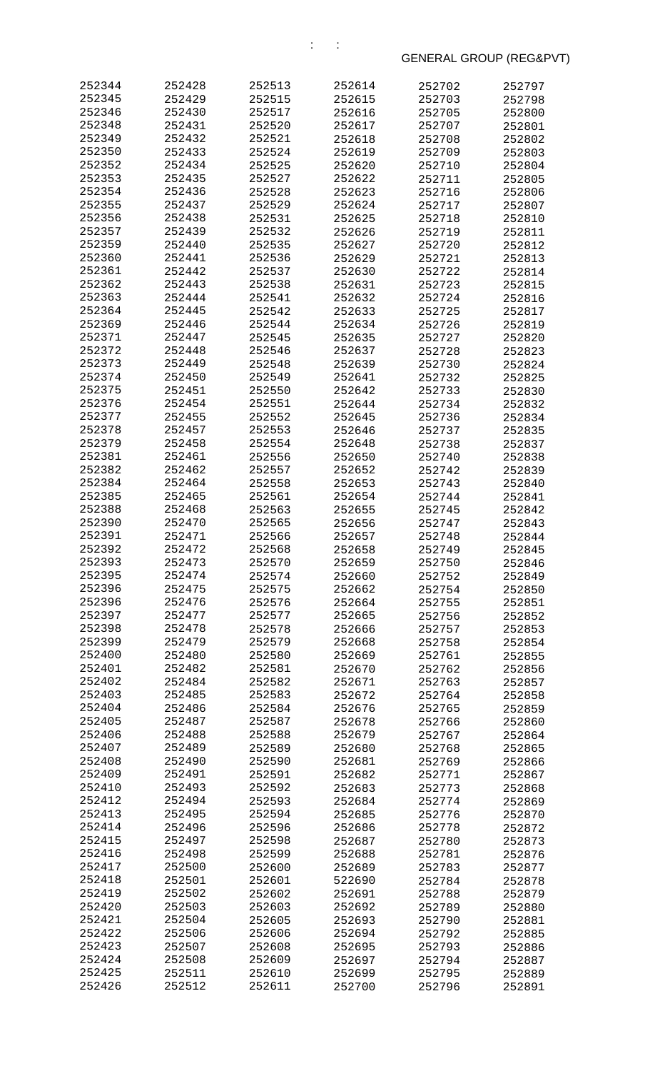: :

GENERAL GROUP (REG&PVT)

| | | | | | |
|---|---|---|---|---|---|
| 252344 | 252428 | 252513 | 252614 | 252702 | 252797 |
| 252345 | 252429 | 252515 | 252615 | 252703 | 252798 |
| 252346 | 252430 | 252517 | 252616 | 252705 | 252800 |
| 252348 | 252431 | 252520 | 252617 | 252707 | 252801 |
| 252349 | 252432 | 252521 | 252618 | 252708 | 252802 |
| 252350 | 252433 | 252524 | 252619 | 252709 | 252803 |
| 252352 | 252434 | 252525 | 252620 | 252710 | 252804 |
| 252353 | 252435 | 252527 | 252622 | 252711 | 252805 |
| 252354 | 252436 | 252528 | 252623 | 252716 | 252806 |
| 252355 | 252437 | 252529 | 252624 | 252717 | 252807 |
| 252356 | 252438 | 252531 | 252625 | 252718 | 252810 |
| 252357 | 252439 | 252532 | 252626 | 252719 | 252811 |
| 252359 | 252440 | 252535 | 252627 | 252720 | 252812 |
| 252360 | 252441 | 252536 | 252629 | 252721 | 252813 |
| 252361 | 252442 | 252537 | 252630 | 252722 | 252814 |
| 252362 | 252443 | 252538 | 252631 | 252723 | 252815 |
| 252363 | 252444 | 252541 | 252632 | 252724 | 252816 |
| 252364 | 252445 | 252542 | 252633 | 252725 | 252817 |
| 252369 | 252446 | 252544 | 252634 | 252726 | 252819 |
| 252371 | 252447 | 252545 | 252635 | 252727 | 252820 |
| 252372 | 252448 | 252546 | 252637 | 252728 | 252823 |
| 252373 | 252449 | 252548 | 252639 | 252730 | 252824 |
| 252374 | 252450 | 252549 | 252641 | 252732 | 252825 |
| 252375 | 252451 | 252550 | 252642 | 252733 | 252830 |
| 252376 | 252454 | 252551 | 252644 | 252734 | 252832 |
| 252377 | 252455 | 252552 | 252645 | 252736 | 252834 |
| 252378 | 252457 | 252553 | 252646 | 252737 | 252835 |
| 252379 | 252458 | 252554 | 252648 | 252738 | 252837 |
| 252381 | 252461 | 252556 | 252650 | 252740 | 252838 |
| 252382 | 252462 | 252557 | 252652 | 252742 | 252839 |
| 252384 | 252464 | 252558 | 252653 | 252743 | 252840 |
| 252385 | 252465 | 252561 | 252654 | 252744 | 252841 |
| 252388 | 252468 | 252563 | 252655 | 252745 | 252842 |
| 252390 | 252470 | 252565 | 252656 | 252747 | 252843 |
| 252391 | 252471 | 252566 | 252657 | 252748 | 252844 |
| 252392 | 252472 | 252568 | 252658 | 252749 | 252845 |
| 252393 | 252473 | 252570 | 252659 | 252750 | 252846 |
| 252395 | 252474 | 252574 | 252660 | 252752 | 252849 |
| 252396 | 252475 | 252575 | 252662 | 252754 | 252850 |
| 252396 | 252476 | 252576 | 252664 | 252755 | 252851 |
| 252397 | 252477 | 252577 | 252665 | 252756 | 252852 |
| 252398 | 252478 | 252578 | 252666 | 252757 | 252853 |
| 252399 | 252479 | 252579 | 252668 | 252758 | 252854 |
| 252400 | 252480 | 252580 | 252669 | 252761 | 252855 |
| 252401 | 252482 | 252581 | 252670 | 252762 | 252856 |
| 252402 | 252484 | 252582 | 252671 | 252763 | 252857 |
| 252403 | 252485 | 252583 | 252672 | 252764 | 252858 |
| 252404 | 252486 | 252584 | 252676 | 252765 | 252859 |
| 252405 | 252487 | 252587 | 252678 | 252766 | 252860 |
| 252406 | 252488 | 252588 | 252679 | 252767 | 252864 |
| 252407 | 252489 | 252589 | 252680 | 252768 | 252865 |
| 252408 | 252490 | 252590 | 252681 | 252769 | 252866 |
| 252409 | 252491 | 252591 | 252682 | 252771 | 252867 |
| 252410 | 252493 | 252592 | 252683 | 252773 | 252868 |
| 252412 | 252494 | 252593 | 252684 | 252774 | 252869 |
| 252413 | 252495 | 252594 | 252685 | 252776 | 252870 |
| 252414 | 252496 | 252596 | 252686 | 252778 | 252872 |
| 252415 | 252497 | 252598 | 252687 | 252780 | 252873 |
| 252416 | 252498 | 252599 | 252688 | 252781 | 252876 |
| 252417 | 252500 | 252600 | 252689 | 252783 | 252877 |
| 252418 | 252501 | 252601 | 522690 | 252784 | 252878 |
| 252419 | 252502 | 252602 | 252691 | 252788 | 252879 |
| 252420 | 252503 | 252603 | 252692 | 252789 | 252880 |
| 252421 | 252504 | 252605 | 252693 | 252790 | 252881 |
| 252422 | 252506 | 252606 | 252694 | 252792 | 252885 |
| 252423 | 252507 | 252608 | 252695 | 252793 | 252886 |
| 252424 | 252508 | 252609 | 252697 | 252794 | 252887 |
| 252425 | 252511 | 252610 | 252699 | 252795 | 252889 |
| 252426 | 252512 | 252611 | 252700 | 252796 | 252891 |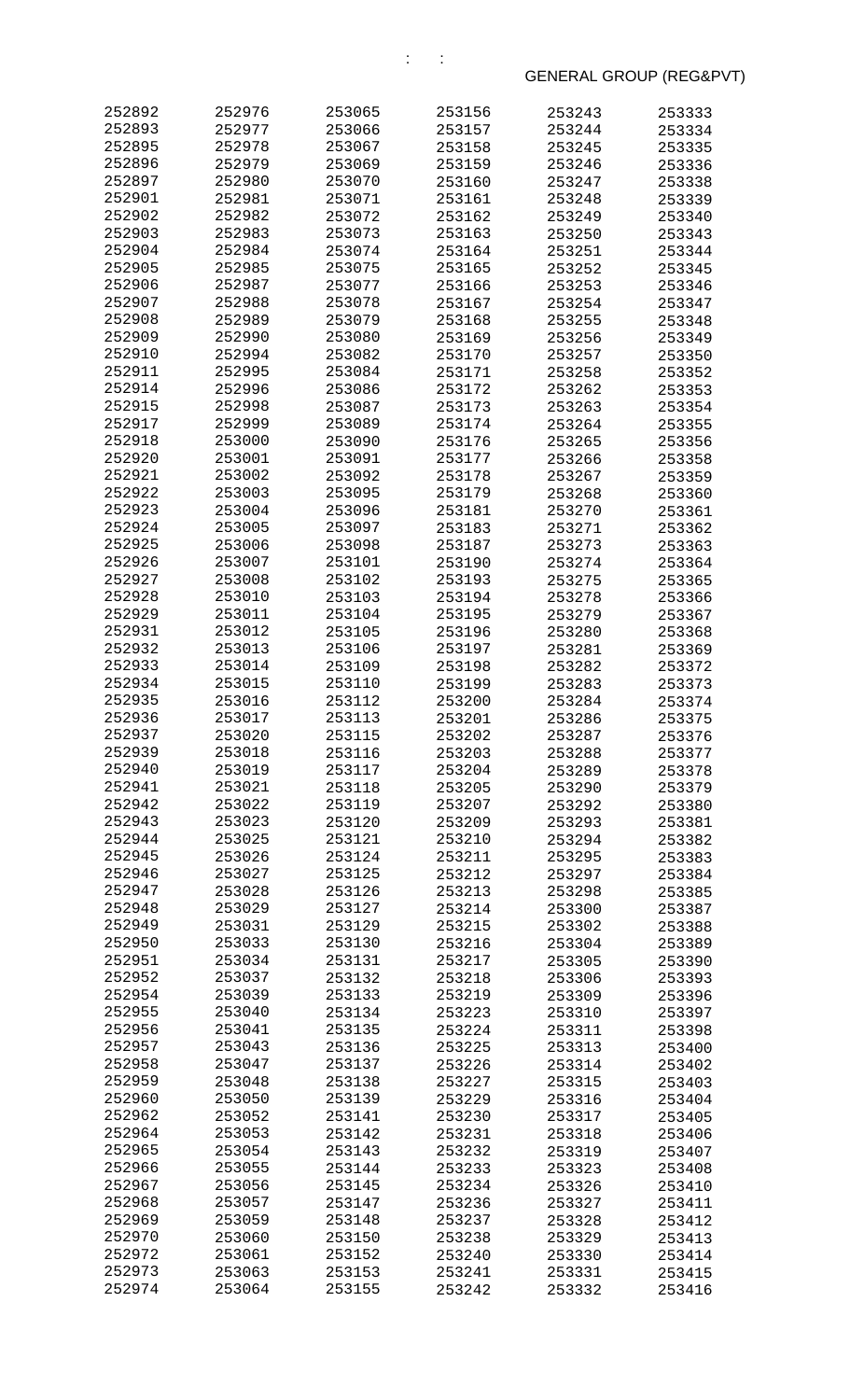:     :

GENERAL GROUP (REG&PVT)

| | | | | | |
|---|---|---|---|---|---|
| 252892 | 252976 | 253065 | 253156 | 253243 | 253333 |
| 252893 | 252977 | 253066 | 253157 | 253244 | 253334 |
| 252895 | 252978 | 253067 | 253158 | 253245 | 253335 |
| 252896 | 252979 | 253069 | 253159 | 253246 | 253336 |
| 252897 | 252980 | 253070 | 253160 | 253247 | 253338 |
| 252901 | 252981 | 253071 | 253161 | 253248 | 253339 |
| 252902 | 252982 | 253072 | 253162 | 253249 | 253340 |
| 252903 | 252983 | 253073 | 253163 | 253250 | 253343 |
| 252904 | 252984 | 253074 | 253164 | 253251 | 253344 |
| 252905 | 252985 | 253075 | 253165 | 253252 | 253345 |
| 252906 | 252987 | 253077 | 253166 | 253253 | 253346 |
| 252907 | 252988 | 253078 | 253167 | 253254 | 253347 |
| 252908 | 252989 | 253079 | 253168 | 253255 | 253348 |
| 252909 | 252990 | 253080 | 253169 | 253256 | 253349 |
| 252910 | 252994 | 253082 | 253170 | 253257 | 253350 |
| 252911 | 252995 | 253084 | 253171 | 253258 | 253352 |
| 252914 | 252996 | 253086 | 253172 | 253262 | 253353 |
| 252915 | 252998 | 253087 | 253173 | 253263 | 253354 |
| 252917 | 252999 | 253089 | 253174 | 253264 | 253355 |
| 252918 | 253000 | 253090 | 253176 | 253265 | 253356 |
| 252920 | 253001 | 253091 | 253177 | 253266 | 253358 |
| 252921 | 253002 | 253092 | 253178 | 253267 | 253359 |
| 252922 | 253003 | 253095 | 253179 | 253268 | 253360 |
| 252923 | 253004 | 253096 | 253181 | 253270 | 253361 |
| 252924 | 253005 | 253097 | 253183 | 253271 | 253362 |
| 252925 | 253006 | 253098 | 253187 | 253273 | 253363 |
| 252926 | 253007 | 253101 | 253190 | 253274 | 253364 |
| 252927 | 253008 | 253102 | 253193 | 253275 | 253365 |
| 252928 | 253010 | 253103 | 253194 | 253278 | 253366 |
| 252929 | 253011 | 253104 | 253195 | 253279 | 253367 |
| 252931 | 253012 | 253105 | 253196 | 253280 | 253368 |
| 252932 | 253013 | 253106 | 253197 | 253281 | 253369 |
| 252933 | 253014 | 253109 | 253198 | 253282 | 253372 |
| 252934 | 253015 | 253110 | 253199 | 253283 | 253373 |
| 252935 | 253016 | 253112 | 253200 | 253284 | 253374 |
| 252936 | 253017 | 253113 | 253201 | 253286 | 253375 |
| 252937 | 253020 | 253115 | 253202 | 253287 | 253376 |
| 252939 | 253018 | 253116 | 253203 | 253288 | 253377 |
| 252940 | 253019 | 253117 | 253204 | 253289 | 253378 |
| 252941 | 253021 | 253118 | 253205 | 253290 | 253379 |
| 252942 | 253022 | 253119 | 253207 | 253292 | 253380 |
| 252943 | 253023 | 253120 | 253209 | 253293 | 253381 |
| 252944 | 253025 | 253121 | 253210 | 253294 | 253382 |
| 252945 | 253026 | 253124 | 253211 | 253295 | 253383 |
| 252946 | 253027 | 253125 | 253212 | 253297 | 253384 |
| 252947 | 253028 | 253126 | 253213 | 253298 | 253385 |
| 252948 | 253029 | 253127 | 253214 | 253300 | 253387 |
| 252949 | 253031 | 253129 | 253215 | 253302 | 253388 |
| 252950 | 253033 | 253130 | 253216 | 253304 | 253389 |
| 252951 | 253034 | 253131 | 253217 | 253305 | 253390 |
| 252952 | 253037 | 253132 | 253218 | 253306 | 253393 |
| 252954 | 253039 | 253133 | 253219 | 253309 | 253396 |
| 252955 | 253040 | 253134 | 253223 | 253310 | 253397 |
| 252956 | 253041 | 253135 | 253224 | 253311 | 253398 |
| 252957 | 253043 | 253136 | 253225 | 253313 | 253400 |
| 252958 | 253047 | 253137 | 253226 | 253314 | 253402 |
| 252959 | 253048 | 253138 | 253227 | 253315 | 253403 |
| 252960 | 253050 | 253139 | 253229 | 253316 | 253404 |
| 252962 | 253052 | 253141 | 253230 | 253317 | 253405 |
| 252964 | 253053 | 253142 | 253231 | 253318 | 253406 |
| 252965 | 253054 | 253143 | 253232 | 253319 | 253407 |
| 252966 | 253055 | 253144 | 253233 | 253323 | 253408 |
| 252967 | 253056 | 253145 | 253234 | 253326 | 253410 |
| 252968 | 253057 | 253147 | 253236 | 253327 | 253411 |
| 252969 | 253059 | 253148 | 253237 | 253328 | 253412 |
| 252970 | 253060 | 253150 | 253238 | 253329 | 253413 |
| 252972 | 253061 | 253152 | 253240 | 253330 | 253414 |
| 252973 | 253063 | 253153 | 253241 | 253331 | 253415 |
| 252974 | 253064 | 253155 | 253242 | 253332 | 253416 |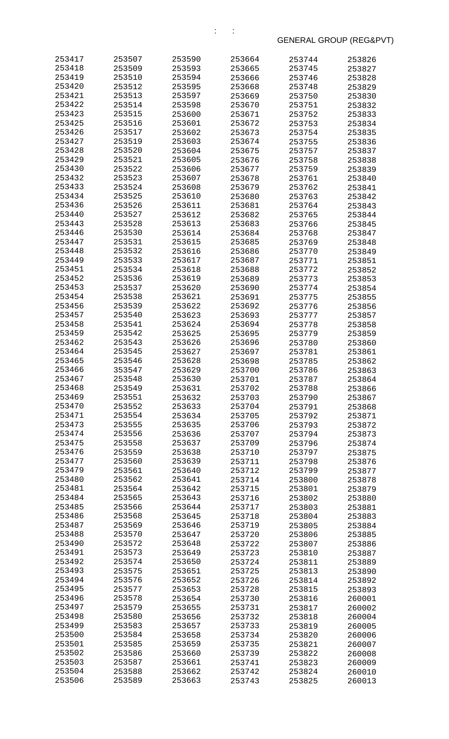:    :

GENERAL GROUP (REG&PVT)

| | | | | | |
|---|---|---|---|---|---|
| 253417 | 253507 | 253590 | 253664 | 253744 | 253826 |
| 253418 | 253509 | 253593 | 253665 | 253745 | 253827 |
| 253419 | 253510 | 253594 | 253666 | 253746 | 253828 |
| 253420 | 253512 | 253595 | 253668 | 253748 | 253829 |
| 253421 | 253513 | 253597 | 253669 | 253750 | 253830 |
| 253422 | 253514 | 253598 | 253670 | 253751 | 253832 |
| 253423 | 253515 | 253600 | 253671 | 253752 | 253833 |
| 253425 | 253516 | 253601 | 253672 | 253753 | 253834 |
| 253426 | 253517 | 253602 | 253673 | 253754 | 253835 |
| 253427 | 253519 | 253603 | 253674 | 253755 | 253836 |
| 253428 | 253520 | 253604 | 253675 | 253757 | 253837 |
| 253429 | 253521 | 253605 | 253676 | 253758 | 253838 |
| 253430 | 253522 | 253606 | 253677 | 253759 | 253839 |
| 253432 | 253523 | 253607 | 253678 | 253761 | 253840 |
| 253433 | 253524 | 253608 | 253679 | 253762 | 253841 |
| 253434 | 253525 | 253610 | 253680 | 253763 | 253842 |
| 253436 | 253526 | 253611 | 253681 | 253764 | 253843 |
| 253440 | 253527 | 253612 | 253682 | 253765 | 253844 |
| 253443 | 253528 | 253613 | 253683 | 253766 | 253845 |
| 253446 | 253530 | 253614 | 253684 | 253768 | 253847 |
| 253447 | 253531 | 253615 | 253685 | 253769 | 253848 |
| 253448 | 253532 | 253616 | 253686 | 253770 | 253849 |
| 253449 | 253533 | 253617 | 253687 | 253771 | 253851 |
| 253451 | 253534 | 253618 | 253688 | 253772 | 253852 |
| 253452 | 253536 | 253619 | 253689 | 253773 | 253853 |
| 253453 | 253537 | 253620 | 253690 | 253774 | 253854 |
| 253454 | 253538 | 253621 | 253691 | 253775 | 253855 |
| 253456 | 253539 | 253622 | 253692 | 253776 | 253856 |
| 253457 | 253540 | 253623 | 253693 | 253777 | 253857 |
| 253458 | 253541 | 253624 | 253694 | 253778 | 253858 |
| 253459 | 253542 | 253625 | 253695 | 253779 | 253859 |
| 253462 | 253543 | 253626 | 253696 | 253780 | 253860 |
| 253464 | 253545 | 253627 | 253697 | 253781 | 253861 |
| 253465 | 253546 | 253628 | 253698 | 253785 | 253862 |
| 253466 | 353547 | 253629 | 253700 | 253786 | 253863 |
| 253467 | 253548 | 253630 | 253701 | 253787 | 253864 |
| 253468 | 253549 | 253631 | 253702 | 253788 | 253866 |
| 253469 | 253551 | 253632 | 253703 | 253790 | 253867 |
| 253470 | 253552 | 253633 | 253704 | 253791 | 253868 |
| 253471 | 253554 | 253634 | 253705 | 253792 | 253871 |
| 253473 | 253555 | 253635 | 253706 | 253793 | 253872 |
| 253474 | 253556 | 253636 | 253707 | 253794 | 253873 |
| 253475 | 253558 | 253637 | 253709 | 253796 | 253874 |
| 253476 | 253559 | 253638 | 253710 | 253797 | 253875 |
| 253477 | 253560 | 253639 | 253711 | 253798 | 253876 |
| 253479 | 253561 | 253640 | 253712 | 253799 | 253877 |
| 253480 | 253562 | 253641 | 253714 | 253800 | 253878 |
| 253481 | 253564 | 253642 | 253715 | 253801 | 253879 |
| 253484 | 253565 | 253643 | 253716 | 253802 | 253880 |
| 253485 | 253566 | 253644 | 253717 | 253803 | 253881 |
| 253486 | 253568 | 253645 | 253718 | 253804 | 253883 |
| 253487 | 253569 | 253646 | 253719 | 253805 | 253884 |
| 253488 | 253570 | 253647 | 253720 | 253806 | 253885 |
| 253490 | 253572 | 253648 | 253722 | 253807 | 253886 |
| 253491 | 253573 | 253649 | 253723 | 253810 | 253887 |
| 253492 | 253574 | 253650 | 253724 | 253811 | 253889 |
| 253493 | 253575 | 253651 | 253725 | 253813 | 253890 |
| 253494 | 253576 | 253652 | 253726 | 253814 | 253892 |
| 253495 | 253577 | 253653 | 253728 | 253815 | 253893 |
| 253496 | 253578 | 253654 | 253730 | 253816 | 260001 |
| 253497 | 253579 | 253655 | 253731 | 253817 | 260002 |
| 253498 | 253580 | 253656 | 253732 | 253818 | 260004 |
| 253499 | 253583 | 253657 | 253733 | 253819 | 260005 |
| 253500 | 253584 | 253658 | 253734 | 253820 | 260006 |
| 253501 | 253585 | 253659 | 253735 | 253821 | 260007 |
| 253502 | 253586 | 253660 | 253739 | 253822 | 260008 |
| 253503 | 253587 | 253661 | 253741 | 253823 | 260009 |
| 253504 | 253588 | 253662 | 253742 | 253824 | 260010 |
| 253506 | 253589 | 253663 | 253743 | 253825 | 260013 |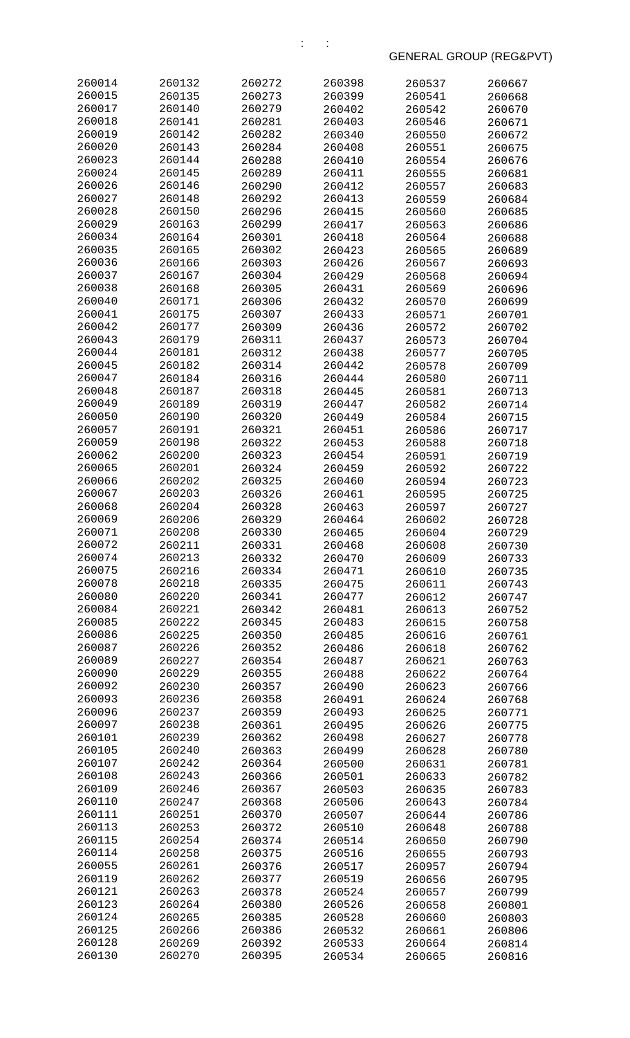: :

GENERAL GROUP (REG&PVT)

| | | | | | |
|---|---|---|---|---|---|
| 260014 | 260132 | 260272 | 260398 | 260537 | 260667 |
| 260015 | 260135 | 260273 | 260399 | 260541 | 260668 |
| 260017 | 260140 | 260279 | 260402 | 260542 | 260670 |
| 260018 | 260141 | 260281 | 260403 | 260546 | 260671 |
| 260019 | 260142 | 260282 | 260340 | 260550 | 260672 |
| 260020 | 260143 | 260284 | 260408 | 260551 | 260675 |
| 260023 | 260144 | 260288 | 260410 | 260554 | 260676 |
| 260024 | 260145 | 260289 | 260411 | 260555 | 260681 |
| 260026 | 260146 | 260290 | 260412 | 260557 | 260683 |
| 260027 | 260148 | 260292 | 260413 | 260559 | 260684 |
| 260028 | 260150 | 260296 | 260415 | 260560 | 260685 |
| 260029 | 260163 | 260299 | 260417 | 260563 | 260686 |
| 260034 | 260164 | 260301 | 260418 | 260564 | 260688 |
| 260035 | 260165 | 260302 | 260423 | 260565 | 260689 |
| 260036 | 260166 | 260303 | 260426 | 260567 | 260693 |
| 260037 | 260167 | 260304 | 260429 | 260568 | 260694 |
| 260038 | 260168 | 260305 | 260431 | 260569 | 260696 |
| 260040 | 260171 | 260306 | 260432 | 260570 | 260699 |
| 260041 | 260175 | 260307 | 260433 | 260571 | 260701 |
| 260042 | 260177 | 260309 | 260436 | 260572 | 260702 |
| 260043 | 260179 | 260311 | 260437 | 260573 | 260704 |
| 260044 | 260181 | 260312 | 260438 | 260577 | 260705 |
| 260045 | 260182 | 260314 | 260442 | 260578 | 260709 |
| 260047 | 260184 | 260316 | 260444 | 260580 | 260711 |
| 260048 | 260187 | 260318 | 260445 | 260581 | 260713 |
| 260049 | 260189 | 260319 | 260447 | 260582 | 260714 |
| 260050 | 260190 | 260320 | 260449 | 260584 | 260715 |
| 260057 | 260191 | 260321 | 260451 | 260586 | 260717 |
| 260059 | 260198 | 260322 | 260453 | 260588 | 260718 |
| 260062 | 260200 | 260323 | 260454 | 260591 | 260719 |
| 260065 | 260201 | 260324 | 260459 | 260592 | 260722 |
| 260066 | 260202 | 260325 | 260460 | 260594 | 260723 |
| 260067 | 260203 | 260326 | 260461 | 260595 | 260725 |
| 260068 | 260204 | 260328 | 260463 | 260597 | 260727 |
| 260069 | 260206 | 260329 | 260464 | 260602 | 260728 |
| 260071 | 260208 | 260330 | 260465 | 260604 | 260729 |
| 260072 | 260211 | 260331 | 260468 | 260608 | 260730 |
| 260074 | 260213 | 260332 | 260470 | 260609 | 260733 |
| 260075 | 260216 | 260334 | 260471 | 260610 | 260735 |
| 260078 | 260218 | 260335 | 260475 | 260611 | 260743 |
| 260080 | 260220 | 260341 | 260477 | 260612 | 260747 |
| 260084 | 260221 | 260342 | 260481 | 260613 | 260752 |
| 260085 | 260222 | 260345 | 260483 | 260615 | 260758 |
| 260086 | 260225 | 260350 | 260485 | 260616 | 260761 |
| 260087 | 260226 | 260352 | 260486 | 260618 | 260762 |
| 260089 | 260227 | 260354 | 260487 | 260621 | 260763 |
| 260090 | 260229 | 260355 | 260488 | 260622 | 260764 |
| 260092 | 260230 | 260357 | 260490 | 260623 | 260766 |
| 260093 | 260236 | 260358 | 260491 | 260624 | 260768 |
| 260096 | 260237 | 260359 | 260493 | 260625 | 260771 |
| 260097 | 260238 | 260361 | 260495 | 260626 | 260775 |
| 260101 | 260239 | 260362 | 260498 | 260627 | 260778 |
| 260105 | 260240 | 260363 | 260499 | 260628 | 260780 |
| 260107 | 260242 | 260364 | 260500 | 260631 | 260781 |
| 260108 | 260243 | 260366 | 260501 | 260633 | 260782 |
| 260109 | 260246 | 260367 | 260503 | 260635 | 260783 |
| 260110 | 260247 | 260368 | 260506 | 260643 | 260784 |
| 260111 | 260251 | 260370 | 260507 | 260644 | 260786 |
| 260113 | 260253 | 260372 | 260510 | 260648 | 260788 |
| 260115 | 260254 | 260374 | 260514 | 260650 | 260790 |
| 260114 | 260258 | 260375 | 260516 | 260655 | 260793 |
| 260055 | 260261 | 260376 | 260517 | 260957 | 260794 |
| 260119 | 260262 | 260377 | 260519 | 260656 | 260795 |
| 260121 | 260263 | 260378 | 260524 | 260657 | 260799 |
| 260123 | 260264 | 260380 | 260526 | 260658 | 260801 |
| 260124 | 260265 | 260385 | 260528 | 260660 | 260803 |
| 260125 | 260266 | 260386 | 260532 | 260661 | 260806 |
| 260128 | 260269 | 260392 | 260533 | 260664 | 260814 |
| 260130 | 260270 | 260395 | 260534 | 260665 | 260816 |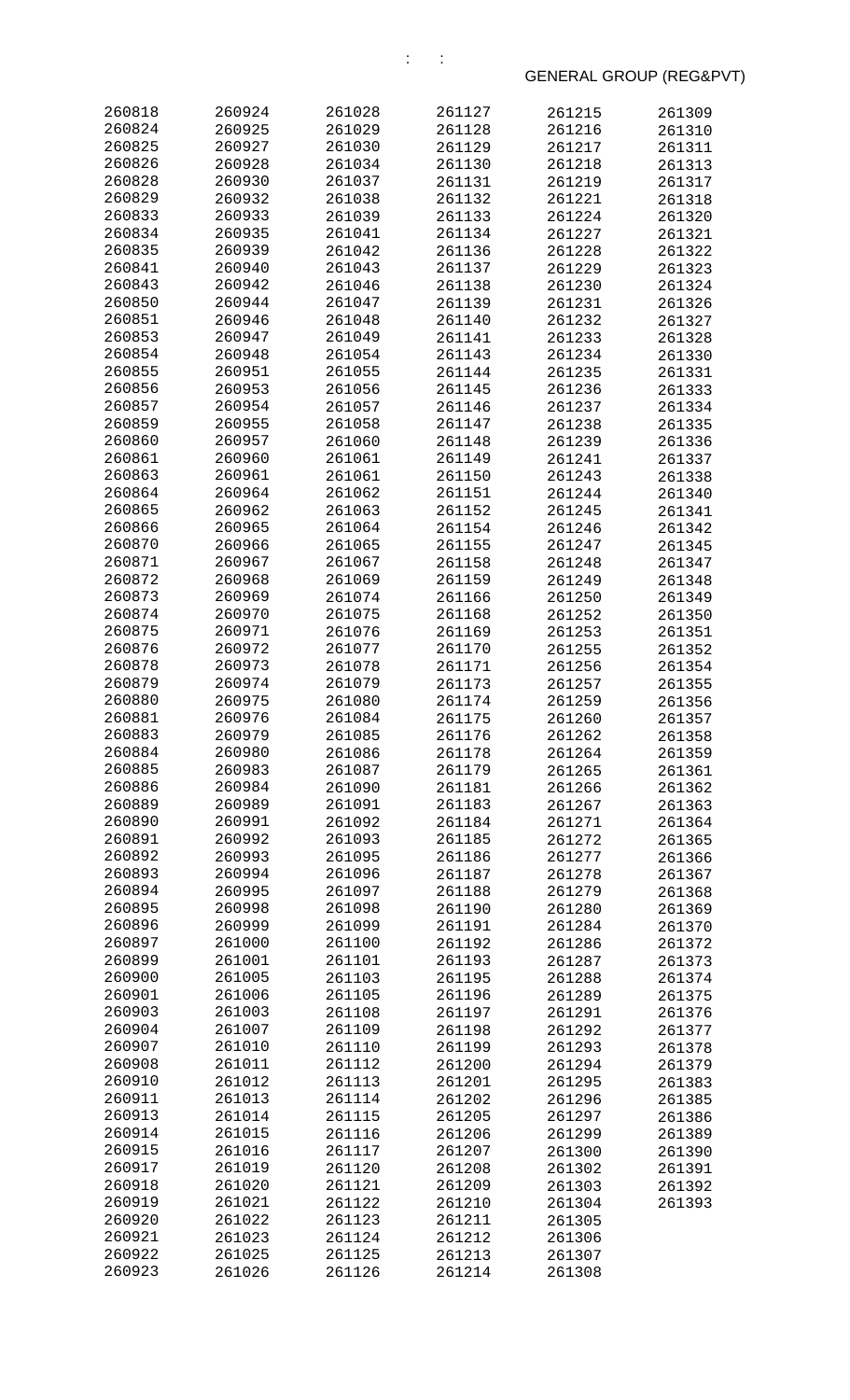GENERAL GROUP (REG&PVT)

| | | | | | |
|---|---|---|---|---|---|
| 260818 | 260924 | 261028 | 261127 | 261215 | 261309 |
| 260824 | 260925 | 261029 | 261128 | 261216 | 261310 |
| 260825 | 260927 | 261030 | 261129 | 261217 | 261311 |
| 260826 | 260928 | 261034 | 261130 | 261218 | 261313 |
| 260828 | 260930 | 261037 | 261131 | 261219 | 261317 |
| 260829 | 260932 | 261038 | 261132 | 261221 | 261318 |
| 260833 | 260933 | 261039 | 261133 | 261224 | 261320 |
| 260834 | 260935 | 261041 | 261134 | 261227 | 261321 |
| 260835 | 260939 | 261042 | 261136 | 261228 | 261322 |
| 260841 | 260940 | 261043 | 261137 | 261229 | 261323 |
| 260843 | 260942 | 261046 | 261138 | 261230 | 261324 |
| 260850 | 260944 | 261047 | 261139 | 261231 | 261326 |
| 260851 | 260946 | 261048 | 261140 | 261232 | 261327 |
| 260853 | 260947 | 261049 | 261141 | 261233 | 261328 |
| 260854 | 260948 | 261054 | 261143 | 261234 | 261330 |
| 260855 | 260951 | 261055 | 261144 | 261235 | 261331 |
| 260856 | 260953 | 261056 | 261145 | 261236 | 261333 |
| 260857 | 260954 | 261057 | 261146 | 261237 | 261334 |
| 260859 | 260955 | 261058 | 261147 | 261238 | 261335 |
| 260860 | 260957 | 261060 | 261148 | 261239 | 261336 |
| 260861 | 260960 | 261061 | 261149 | 261241 | 261337 |
| 260863 | 260961 | 261061 | 261150 | 261243 | 261338 |
| 260864 | 260964 | 261062 | 261151 | 261244 | 261340 |
| 260865 | 260962 | 261063 | 261152 | 261245 | 261341 |
| 260866 | 260965 | 261064 | 261154 | 261246 | 261342 |
| 260870 | 260966 | 261065 | 261155 | 261247 | 261345 |
| 260871 | 260967 | 261067 | 261158 | 261248 | 261347 |
| 260872 | 260968 | 261069 | 261159 | 261249 | 261348 |
| 260873 | 260969 | 261074 | 261166 | 261250 | 261349 |
| 260874 | 260970 | 261075 | 261168 | 261252 | 261350 |
| 260875 | 260971 | 261076 | 261169 | 261253 | 261351 |
| 260876 | 260972 | 261077 | 261170 | 261255 | 261352 |
| 260878 | 260973 | 261078 | 261171 | 261256 | 261354 |
| 260879 | 260974 | 261079 | 261173 | 261257 | 261355 |
| 260880 | 260975 | 261080 | 261174 | 261259 | 261356 |
| 260881 | 260976 | 261084 | 261175 | 261260 | 261357 |
| 260883 | 260979 | 261085 | 261176 | 261262 | 261358 |
| 260884 | 260980 | 261086 | 261178 | 261264 | 261359 |
| 260885 | 260983 | 261087 | 261179 | 261265 | 261361 |
| 260886 | 260984 | 261090 | 261181 | 261266 | 261362 |
| 260889 | 260989 | 261091 | 261183 | 261267 | 261363 |
| 260890 | 260991 | 261092 | 261184 | 261271 | 261364 |
| 260891 | 260992 | 261093 | 261185 | 261272 | 261365 |
| 260892 | 260993 | 261095 | 261186 | 261277 | 261366 |
| 260893 | 260994 | 261096 | 261187 | 261278 | 261367 |
| 260894 | 260995 | 261097 | 261188 | 261279 | 261368 |
| 260895 | 260998 | 261098 | 261190 | 261280 | 261369 |
| 260896 | 260999 | 261099 | 261191 | 261284 | 261370 |
| 260897 | 261000 | 261100 | 261192 | 261286 | 261372 |
| 260899 | 261001 | 261101 | 261193 | 261287 | 261373 |
| 260900 | 261005 | 261103 | 261195 | 261288 | 261374 |
| 260901 | 261006 | 261105 | 261196 | 261289 | 261375 |
| 260903 | 261003 | 261108 | 261197 | 261291 | 261376 |
| 260904 | 261007 | 261109 | 261198 | 261292 | 261377 |
| 260907 | 261010 | 261110 | 261199 | 261293 | 261378 |
| 260908 | 261011 | 261112 | 261200 | 261294 | 261379 |
| 260910 | 261012 | 261113 | 261201 | 261295 | 261383 |
| 260911 | 261013 | 261114 | 261202 | 261296 | 261385 |
| 260913 | 261014 | 261115 | 261205 | 261297 | 261386 |
| 260914 | 261015 | 261116 | 261206 | 261299 | 261389 |
| 260915 | 261016 | 261117 | 261207 | 261300 | 261390 |
| 260917 | 261019 | 261120 | 261208 | 261302 | 261391 |
| 260918 | 261020 | 261121 | 261209 | 261303 | 261392 |
| 260919 | 261021 | 261122 | 261210 | 261304 | 261393 |
| 260920 | 261022 | 261123 | 261211 | 261305 | |
| 260921 | 261023 | 261124 | 261212 | 261306 | |
| 260922 | 261025 | 261125 | 261213 | 261307 | |
| 260923 | 261026 | 261126 | 261214 | 261308 | |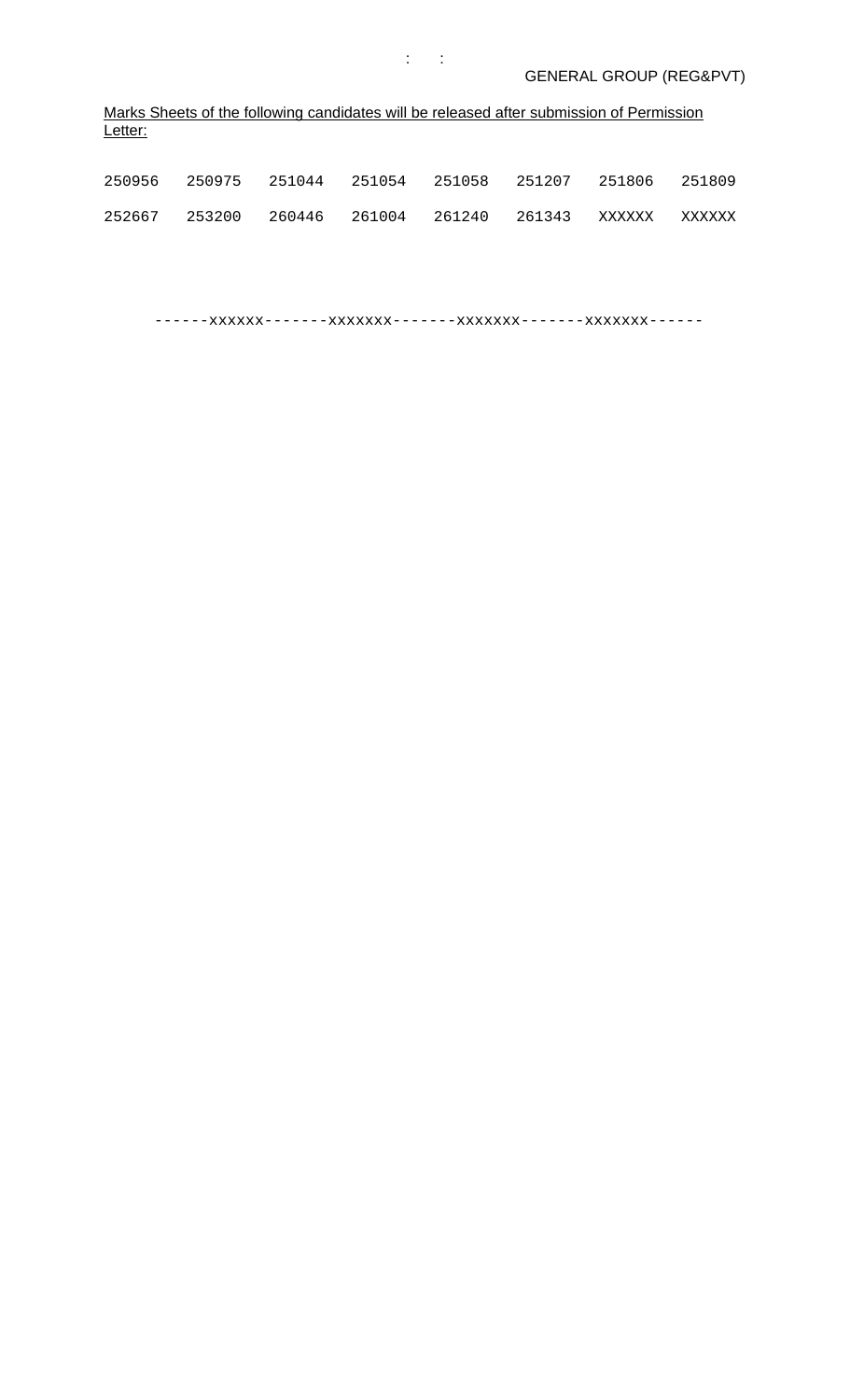GENERAL GROUP (REG&PVT)

Marks Sheets of the following candidates will be released after submission of Permission Letter:

| | | | | | | | |
|---|---|---|---|---|---|---|---|
| 250956 | 250975 | 251044 | 251054 | 251058 | 251207 | 251806 | 251809 |
| 252667 | 253200 | 260446 | 261004 | 261240 | 261343 | XXXXXX | XXXXXX |

------xxxxxx-------xxxxxxx-------xxxxxxx-------xxxxxxx------